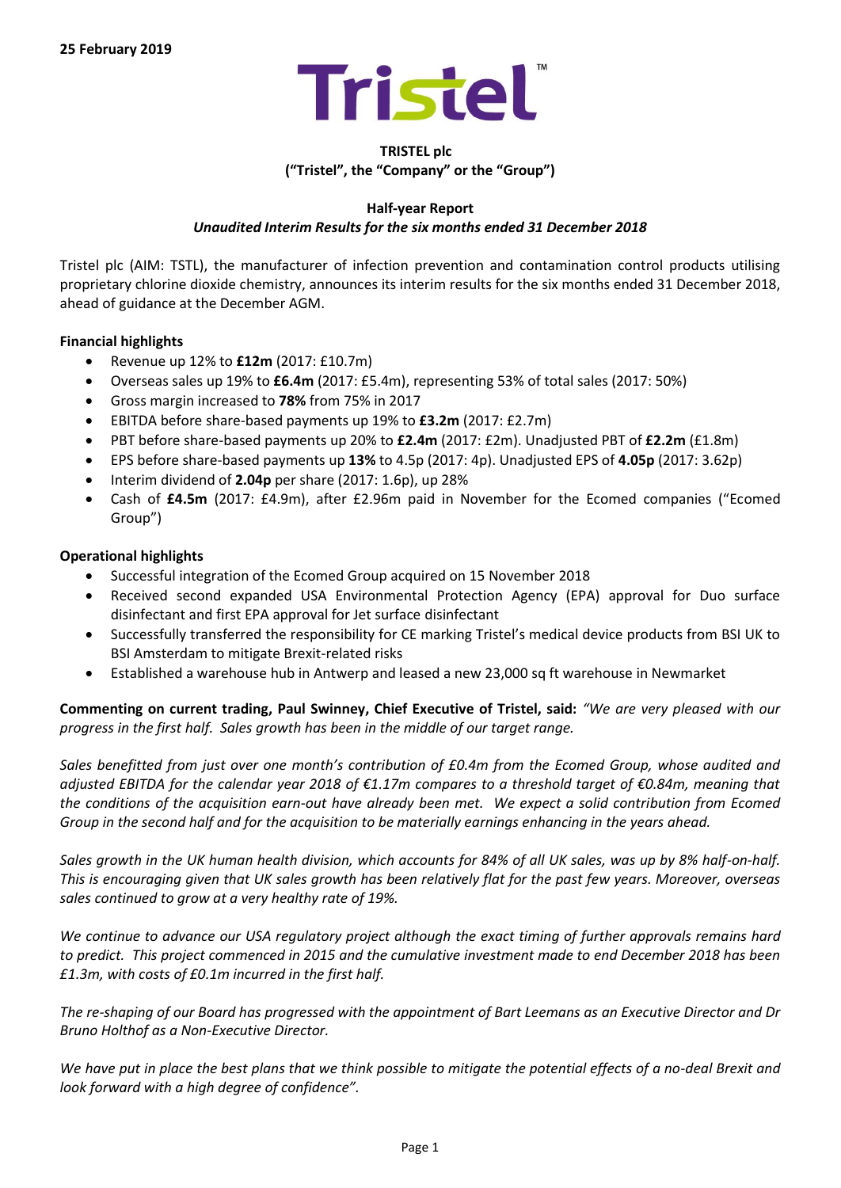**25 February 2019**

Tristel™

**TRISTEL plc**
**("Tristel", the "Company" or the "Group")**

**Half-year Report**
***Unaudited Interim Results for the six months ended 31 December 2018***

Tristel plc (AIM: TSTL), the manufacturer of infection prevention and contamination control products utilising proprietary chlorine dioxide chemistry, announces its interim results for the six months ended 31 December 2018, ahead of guidance at the December AGM.

**Financial highlights**

- Revenue up 12% to **£12m** (2017: £10.7m)
- Overseas sales up 19% to **£6.4m** (2017: £5.4m), representing 53% of total sales (2017: 50%)
- Gross margin increased to **78%** from 75% in 2017
- EBITDA before share-based payments up 19% to **£3.2m** (2017: £2.7m)
- PBT before share-based payments up 20% to **£2.4m** (2017: £2m). Unadjusted PBT of **£2.2m** (£1.8m)
- EPS before share-based payments up **13%** to 4.5p (2017: 4p). Unadjusted EPS of **4.05p** (2017: 3.62p)
- Interim dividend of **2.04p** per share (2017: 1.6p), up 28%
- Cash of **£4.5m** (2017: £4.9m), after £2.96m paid in November for the Ecomed companies ("Ecomed Group")

**Operational highlights**

- Successful integration of the Ecomed Group acquired on 15 November 2018
- Received second expanded USA Environmental Protection Agency (EPA) approval for Duo surface disinfectant and first EPA approval for Jet surface disinfectant
- Successfully transferred the responsibility for CE marking Tristel's medical device products from BSI UK to BSI Amsterdam to mitigate Brexit-related risks
- Established a warehouse hub in Antwerp and leased a new 23,000 sq ft warehouse in Newmarket

**Commenting on current trading, Paul Swinney, Chief Executive of Tristel, said:** *"We are very pleased with our progress in the first half. Sales growth has been in the middle of our target range.*

*Sales benefitted from just over one month's contribution of £0.4m from the Ecomed Group, whose audited and adjusted EBITDA for the calendar year 2018 of €1.17m compares to a threshold target of €0.84m, meaning that the conditions of the acquisition earn-out have already been met. We expect a solid contribution from Ecomed Group in the second half and for the acquisition to be materially earnings enhancing in the years ahead.*

*Sales growth in the UK human health division, which accounts for 84% of all UK sales, was up by 8% half-on-half. This is encouraging given that UK sales growth has been relatively flat for the past few years. Moreover, overseas sales continued to grow at a very healthy rate of 19%.*

*We continue to advance our USA regulatory project although the exact timing of further approvals remains hard to predict. This project commenced in 2015 and the cumulative investment made to end December 2018 has been £1.3m, with costs of £0.1m incurred in the first half.*

*The re-shaping of our Board has progressed with the appointment of Bart Leemans as an Executive Director and Dr Bruno Holthof as a Non-Executive Director.*

*We have put in place the best plans that we think possible to mitigate the potential effects of a no-deal Brexit and look forward with a high degree of confidence".*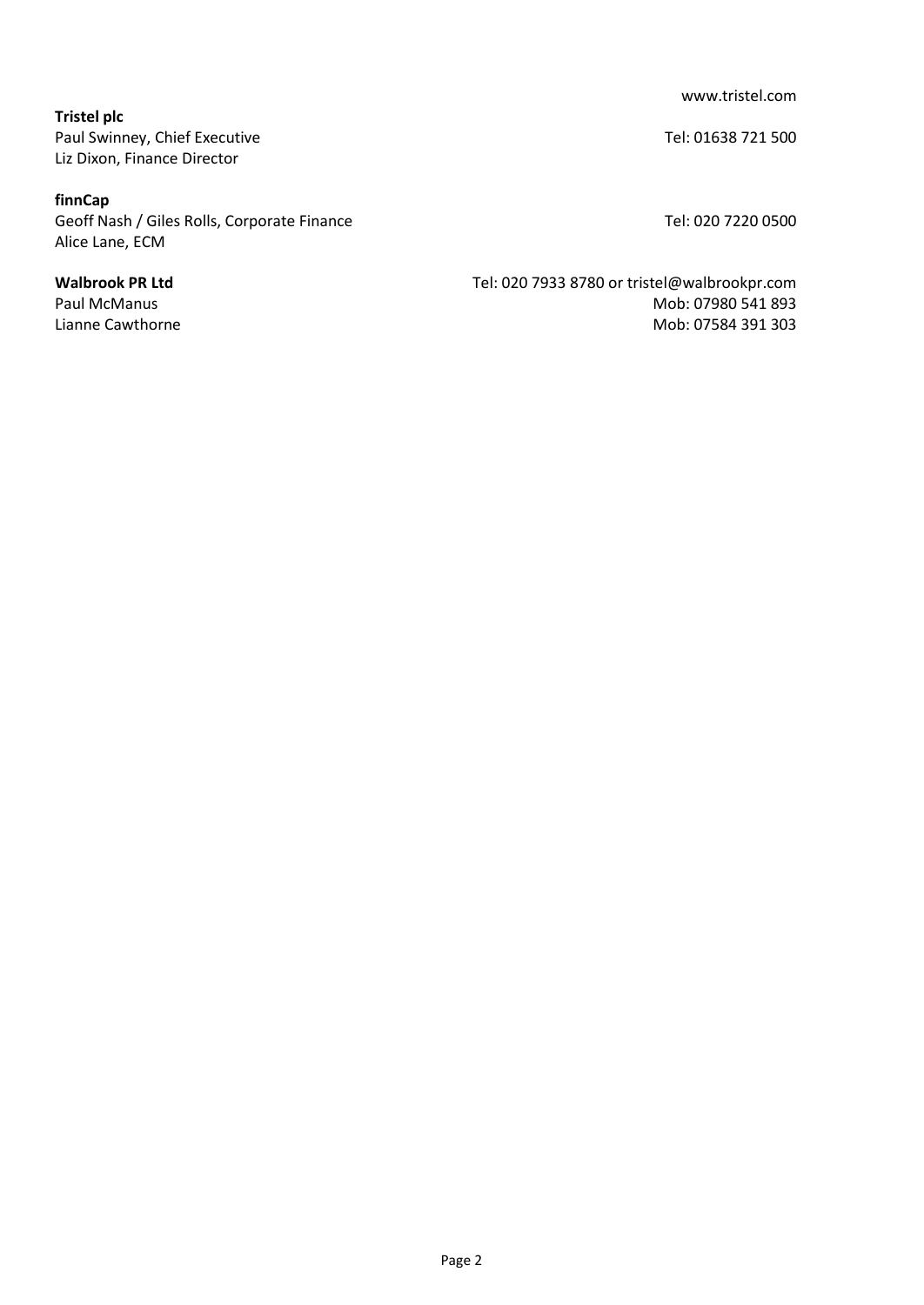www.tristel.com

**Tristel plc**
Paul Swinney, Chief Executive — Tel: 01638 721 500
Liz Dixon, Finance Director

**finnCap**
Geoff Nash / Giles Rolls, Corporate Finance — Tel: 020 7220 0500
Alice Lane, ECM

**Walbrook PR Ltd** — Tel: 020 7933 8780 or tristel@walbrookpr.com
Paul McManus — Mob: 07980 541 893
Lianne Cawthorne — Mob: 07584 391 303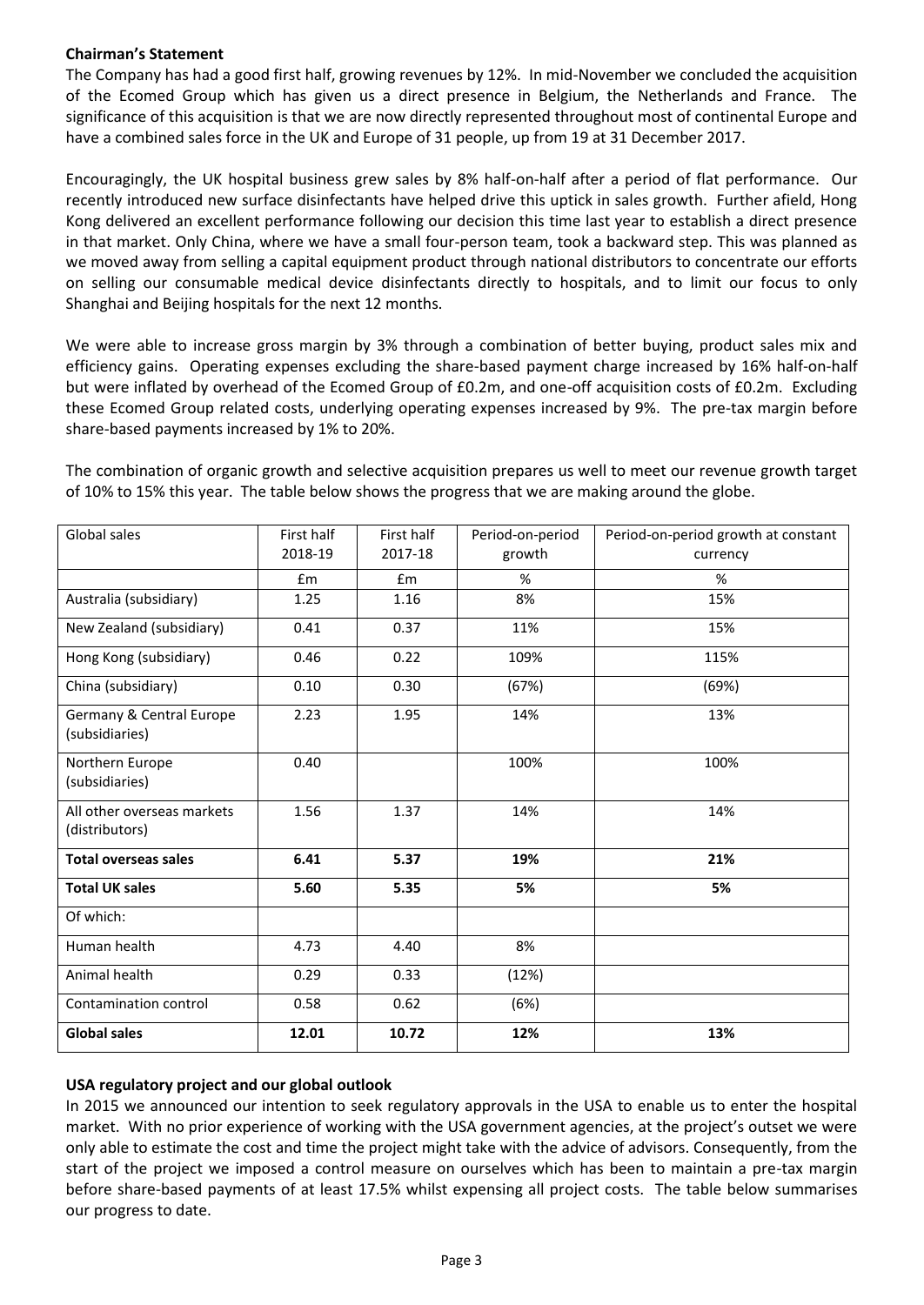**Chairman's Statement**

The Company has had a good first half, growing revenues by 12%. In mid-November we concluded the acquisition of the Ecomed Group which has given us a direct presence in Belgium, the Netherlands and France. The significance of this acquisition is that we are now directly represented throughout most of continental Europe and have a combined sales force in the UK and Europe of 31 people, up from 19 at 31 December 2017.

Encouragingly, the UK hospital business grew sales by 8% half-on-half after a period of flat performance. Our recently introduced new surface disinfectants have helped drive this uptick in sales growth. Further afield, Hong Kong delivered an excellent performance following our decision this time last year to establish a direct presence in that market. Only China, where we have a small four-person team, took a backward step. This was planned as we moved away from selling a capital equipment product through national distributors to concentrate our efforts on selling our consumable medical device disinfectants directly to hospitals, and to limit our focus to only Shanghai and Beijing hospitals for the next 12 months.

We were able to increase gross margin by 3% through a combination of better buying, product sales mix and efficiency gains. Operating expenses excluding the share-based payment charge increased by 16% half-on-half but were inflated by overhead of the Ecomed Group of £0.2m, and one-off acquisition costs of £0.2m. Excluding these Ecomed Group related costs, underlying operating expenses increased by 9%. The pre-tax margin before share-based payments increased by 1% to 20%.

The combination of organic growth and selective acquisition prepares us well to meet our revenue growth target of 10% to 15% this year. The table below shows the progress that we are making around the globe.

| Global sales | First half 2018-19 | First half 2017-18 | Period-on-period growth | Period-on-period growth at constant currency |
|---|---|---|---|---|
| | £m | £m | % | % |
| Australia (subsidiary) | 1.25 | 1.16 | 8% | 15% |
| New Zealand (subsidiary) | 0.41 | 0.37 | 11% | 15% |
| Hong Kong (subsidiary) | 0.46 | 0.22 | 109% | 115% |
| China (subsidiary) | 0.10 | 0.30 | (67%) | (69%) |
| Germany & Central Europe (subsidiaries) | 2.23 | 1.95 | 14% | 13% |
| Northern Europe (subsidiaries) | 0.40 | | 100% | 100% |
| All other overseas markets (distributors) | 1.56 | 1.37 | 14% | 14% |
| **Total overseas sales** | **6.41** | **5.37** | **19%** | **21%** |
| **Total UK sales** | **5.60** | **5.35** | **5%** | **5%** |
| Of which: | | | | |
| Human health | 4.73 | 4.40 | 8% | |
| Animal health | 0.29 | 0.33 | (12%) | |
| Contamination control | 0.58 | 0.62 | (6%) | |
| **Global sales** | **12.01** | **10.72** | **12%** | **13%** |

**USA regulatory project and our global outlook**

In 2015 we announced our intention to seek regulatory approvals in the USA to enable us to enter the hospital market. With no prior experience of working with the USA government agencies, at the project's outset we were only able to estimate the cost and time the project might take with the advice of advisors. Consequently, from the start of the project we imposed a control measure on ourselves which has been to maintain a pre-tax margin before share-based payments of at least 17.5% whilst expensing all project costs. The table below summarises our progress to date.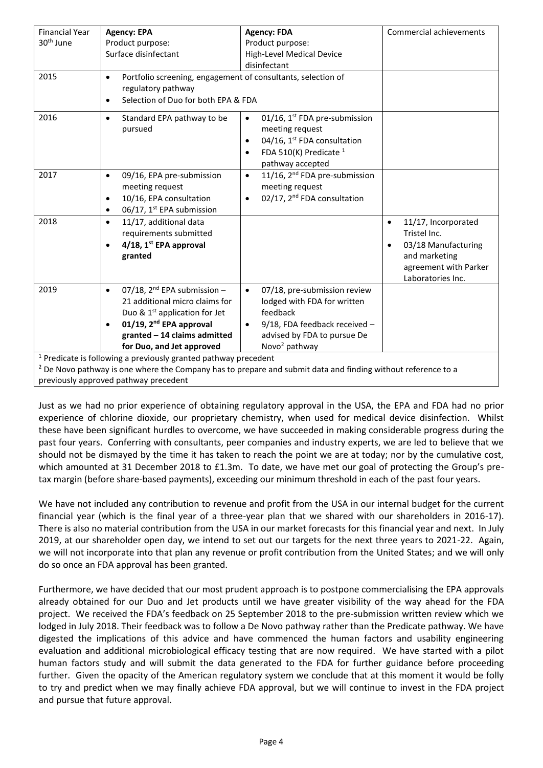| Financial Year 30th June | **Agency: EPA** Product purpose: Surface disinfectant | **Agency: FDA** Product purpose: High-Level Medical Device disinfectant | Commercial achievements |
|---|---|---|---|
| 2015 | • Portfolio screening, engagement of consultants, selection of regulatory pathway<br>• Selection of Duo for both EPA & FDA | | |
| 2016 | • Standard EPA pathway to be pursued | • 01/16, 1st FDA pre-submission meeting request<br>• 04/16, 1st FDA consultation<br>• FDA 510(K) Predicate [1] pathway accepted | |
| 2017 | • 09/16, EPA pre-submission meeting request<br>• 10/16, EPA consultation<br>• 06/17, 1st EPA submission | • 11/16, 2nd FDA pre-submission meeting request<br>• 02/17, 2nd FDA consultation | |
| 2018 | • 11/17, additional data requirements submitted<br>• **4/18, 1st EPA approval granted** | | • 11/17, Incorporated Tristel Inc.<br>• 03/18 Manufacturing and marketing agreement with Parker Laboratories Inc. |
| 2019 | • 07/18, 2nd EPA submission – 21 additional micro claims for Duo & 1st application for Jet<br>• **01/19, 2nd EPA approval granted – 14 claims admitted for Duo, and Jet approved** | • 07/18, pre-submission review lodged with FDA for written feedback<br>• 9/18, FDA feedback received – advised by FDA to pursue De Novo[2] pathway | |

[1] Predicate is following a previously granted pathway precedent

[2] De Novo pathway is one where the Company has to prepare and submit data and finding without reference to a previously approved pathway precedent

Just as we had no prior experience of obtaining regulatory approval in the USA, the EPA and FDA had no prior experience of chlorine dioxide, our proprietary chemistry, when used for medical device disinfection. Whilst these have been significant hurdles to overcome, we have succeeded in making considerable progress during the past four years. Conferring with consultants, peer companies and industry experts, we are led to believe that we should not be dismayed by the time it has taken to reach the point we are at today; nor by the cumulative cost, which amounted at 31 December 2018 to £1.3m. To date, we have met our goal of protecting the Group's pre-tax margin (before share-based payments), exceeding our minimum threshold in each of the past four years.

We have not included any contribution to revenue and profit from the USA in our internal budget for the current financial year (which is the final year of a three-year plan that we shared with our shareholders in 2016-17). There is also no material contribution from the USA in our market forecasts for this financial year and next. In July 2019, at our shareholder open day, we intend to set out our targets for the next three years to 2021-22. Again, we will not incorporate into that plan any revenue or profit contribution from the United States; and we will only do so once an FDA approval has been granted.

Furthermore, we have decided that our most prudent approach is to postpone commercialising the EPA approvals already obtained for our Duo and Jet products until we have greater visibility of the way ahead for the FDA project. We received the FDA's feedback on 25 September 2018 to the pre-submission written review which we lodged in July 2018. Their feedback was to follow a De Novo pathway rather than the Predicate pathway. We have digested the implications of this advice and have commenced the human factors and usability engineering evaluation and additional microbiological efficacy testing that are now required. We have started with a pilot human factors study and will submit the data generated to the FDA for further guidance before proceeding further. Given the opacity of the American regulatory system we conclude that at this moment it would be folly to try and predict when we may finally achieve FDA approval, but we will continue to invest in the FDA project and pursue that future approval.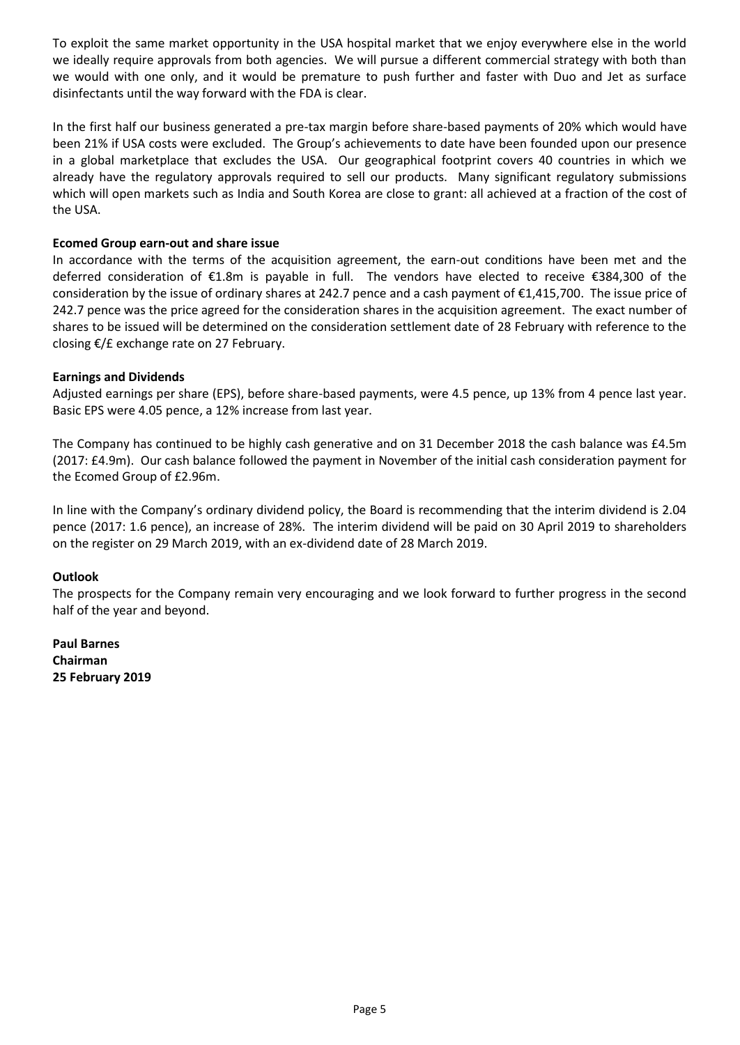To exploit the same market opportunity in the USA hospital market that we enjoy everywhere else in the world we ideally require approvals from both agencies. We will pursue a different commercial strategy with both than we would with one only, and it would be premature to push further and faster with Duo and Jet as surface disinfectants until the way forward with the FDA is clear.

In the first half our business generated a pre-tax margin before share-based payments of 20% which would have been 21% if USA costs were excluded. The Group's achievements to date have been founded upon our presence in a global marketplace that excludes the USA. Our geographical footprint covers 40 countries in which we already have the regulatory approvals required to sell our products. Many significant regulatory submissions which will open markets such as India and South Korea are close to grant: all achieved at a fraction of the cost of the USA.

**Ecomed Group earn-out and share issue**

In accordance with the terms of the acquisition agreement, the earn-out conditions have been met and the deferred consideration of €1.8m is payable in full. The vendors have elected to receive €384,300 of the consideration by the issue of ordinary shares at 242.7 pence and a cash payment of €1,415,700. The issue price of 242.7 pence was the price agreed for the consideration shares in the acquisition agreement. The exact number of shares to be issued will be determined on the consideration settlement date of 28 February with reference to the closing €/£ exchange rate on 27 February.

**Earnings and Dividends**

Adjusted earnings per share (EPS), before share-based payments, were 4.5 pence, up 13% from 4 pence last year. Basic EPS were 4.05 pence, a 12% increase from last year.

The Company has continued to be highly cash generative and on 31 December 2018 the cash balance was £4.5m (2017: £4.9m). Our cash balance followed the payment in November of the initial cash consideration payment for the Ecomed Group of £2.96m.

In line with the Company's ordinary dividend policy, the Board is recommending that the interim dividend is 2.04 pence (2017: 1.6 pence), an increase of 28%. The interim dividend will be paid on 30 April 2019 to shareholders on the register on 29 March 2019, with an ex-dividend date of 28 March 2019.

**Outlook**

The prospects for the Company remain very encouraging and we look forward to further progress in the second half of the year and beyond.

**Paul Barnes**
**Chairman**
**25 February 2019**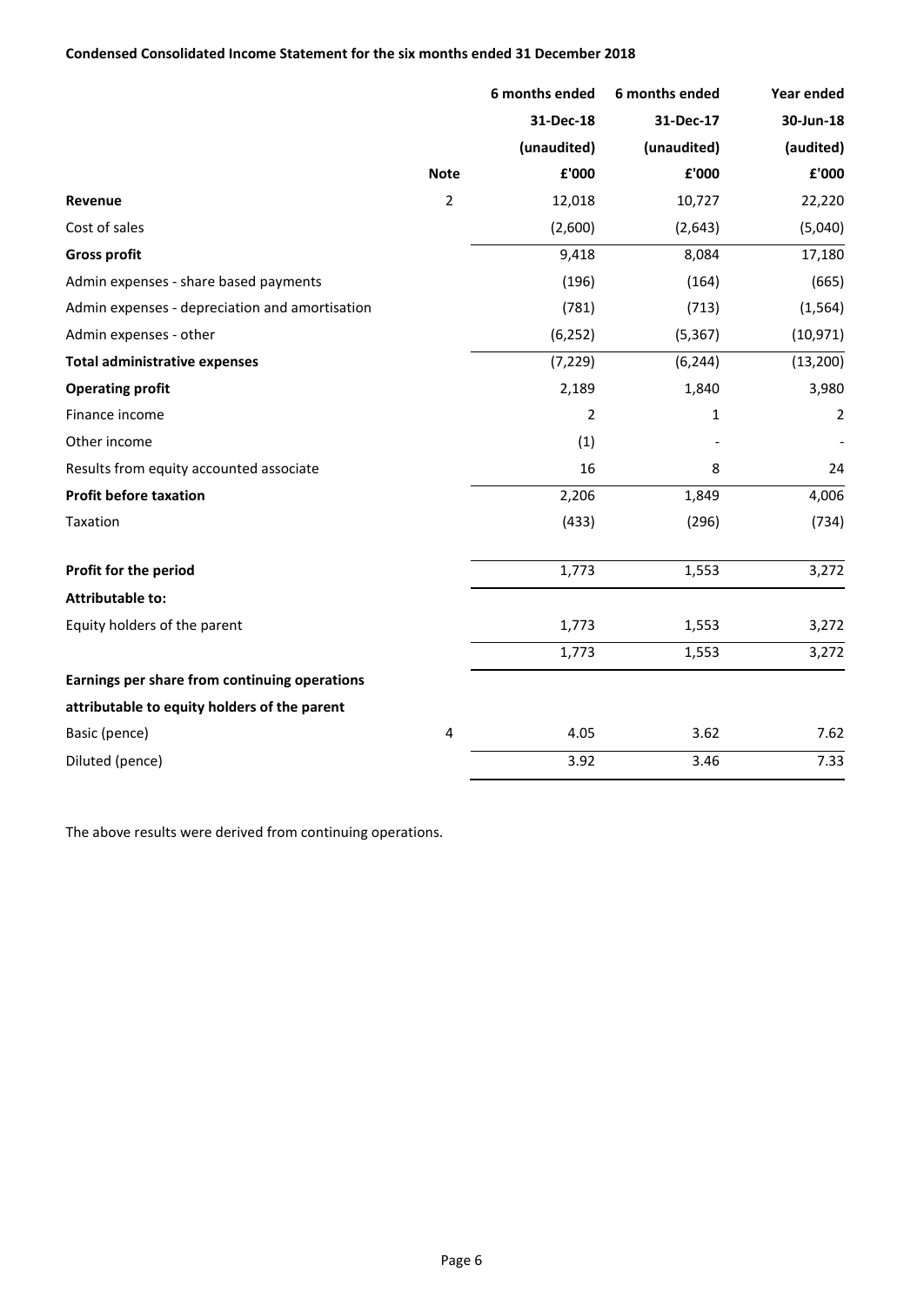**Condensed Consolidated Income Statement for the six months ended 31 December 2018**

| | Note | 6 months ended 31-Dec-18 (unaudited) £'000 | 6 months ended 31-Dec-17 (unaudited) £'000 | Year ended 30-Jun-18 (audited) £'000 |
|---|---|---|---|---|
| **Revenue** | 2 | 12,018 | 10,727 | 22,220 |
| Cost of sales | | (2,600) | (2,643) | (5,040) |
| **Gross profit** | | 9,418 | 8,084 | 17,180 |
| Admin expenses - share based payments | | (196) | (164) | (665) |
| Admin expenses - depreciation and amortisation | | (781) | (713) | (1,564) |
| Admin expenses - other | | (6,252) | (5,367) | (10,971) |
| **Total administrative expenses** | | (7,229) | (6,244) | (13,200) |
| **Operating profit** | | 2,189 | 1,840 | 3,980 |
| Finance income | | 2 | 1 | 2 |
| Other income | | (1) | - | - |
| Results from equity accounted associate | | 16 | 8 | 24 |
| **Profit before taxation** | | 2,206 | 1,849 | 4,006 |
| Taxation | | (433) | (296) | (734) |
| **Profit for the period** | | 1,773 | 1,553 | 3,272 |
| **Attributable to:** | | | | |
| Equity holders of the parent | | 1,773 | 1,553 | 3,272 |
| | | 1,773 | 1,553 | 3,272 |
| **Earnings per share from continuing operations attributable to equity holders of the parent** | | | | |
| Basic (pence) | 4 | 4.05 | 3.62 | 7.62 |
| Diluted (pence) | | 3.92 | 3.46 | 7.33 |

The above results were derived from continuing operations.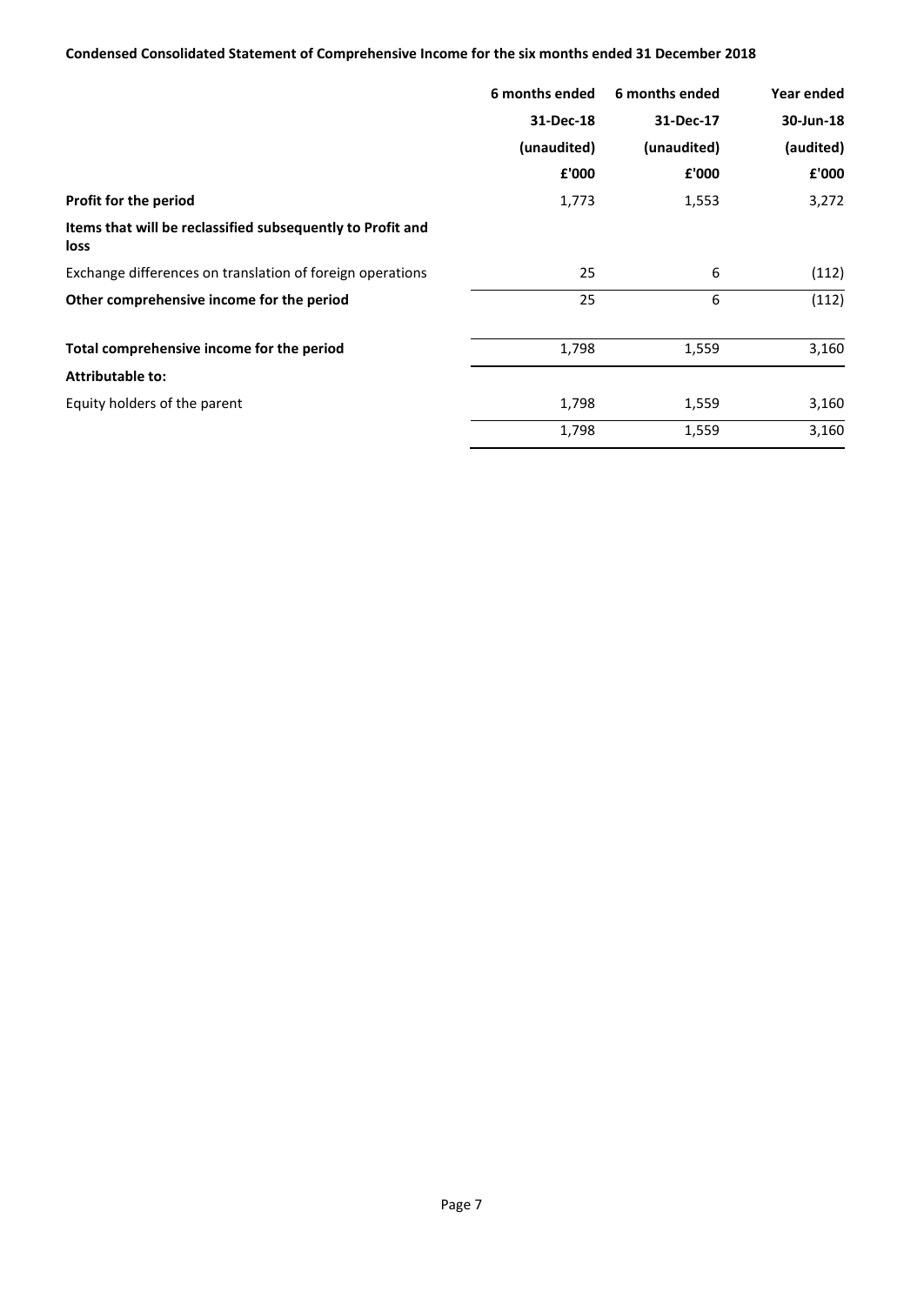**Condensed Consolidated Statement of Comprehensive Income for the six months ended 31 December 2018**

| | 6 months ended 31-Dec-18 (unaudited) £'000 | 6 months ended 31-Dec-17 (unaudited) £'000 | Year ended 30-Jun-18 (audited) £'000 |
|---|---|---|---|
| **Profit for the period** | 1,773 | 1,553 | 3,272 |
| **Items that will be reclassified subsequently to Profit and loss** | | | |
| Exchange differences on translation of foreign operations | 25 | 6 | (112) |
| **Other comprehensive income for the period** | 25 | 6 | (112) |
| **Total comprehensive income for the period** | 1,798 | 1,559 | 3,160 |
| **Attributable to:** | | | |
| Equity holders of the parent | 1,798 | 1,559 | 3,160 |
| | 1,798 | 1,559 | 3,160 |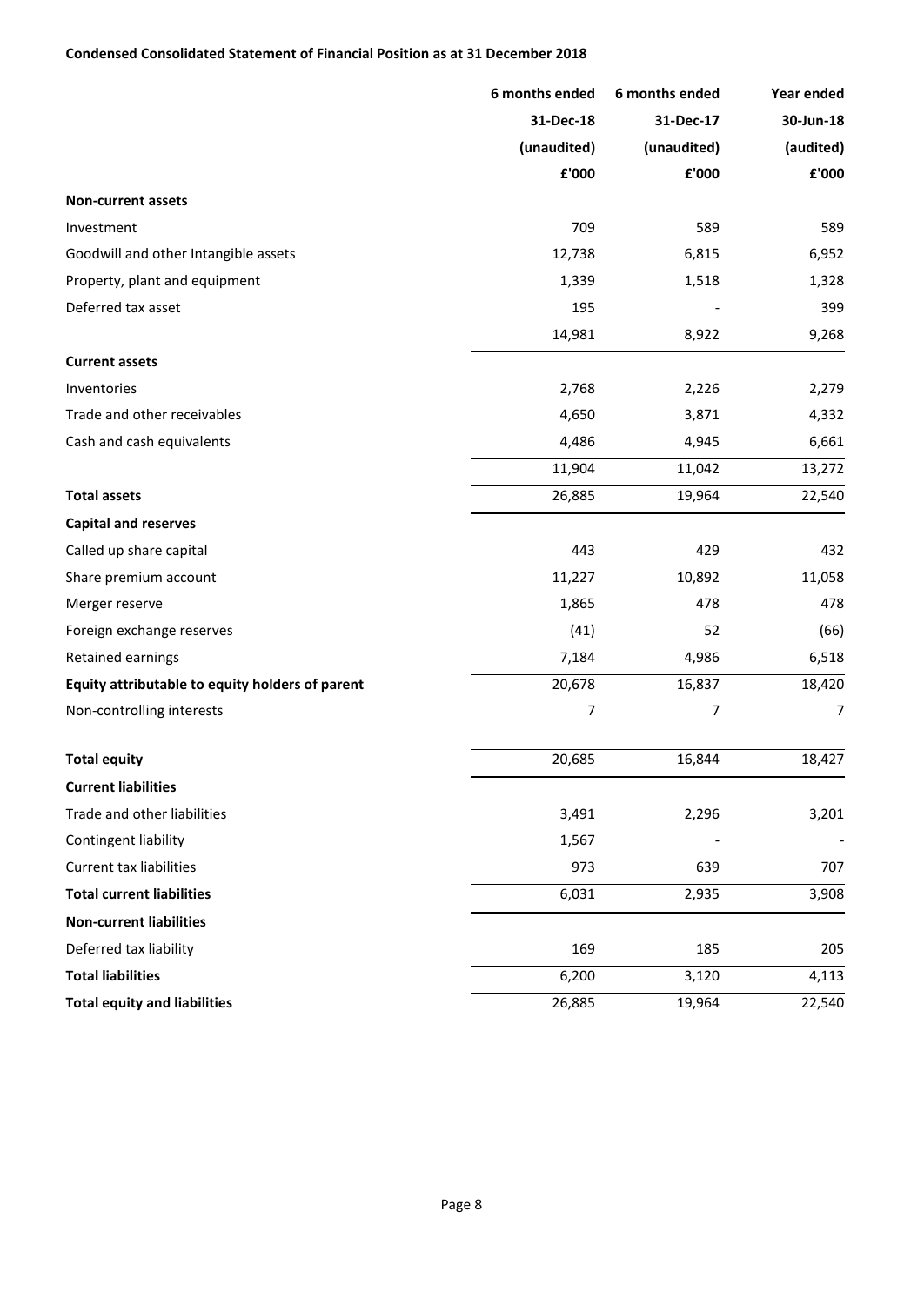**Condensed Consolidated Statement of Financial Position as at 31 December 2018**

| | 6 months ended | 6 months ended | Year ended |
|---|---|---|---|
| | 31-Dec-18 | 31-Dec-17 | 30-Jun-18 |
| | (unaudited) | (unaudited) | (audited) |
| | £'000 | £'000 | £'000 |
| **Non-current assets** | | | |
| Investment | 709 | 589 | 589 |
| Goodwill and other Intangible assets | 12,738 | 6,815 | 6,952 |
| Property, plant and equipment | 1,339 | 1,518 | 1,328 |
| Deferred tax asset | 195 | - | 399 |
| | 14,981 | 8,922 | 9,268 |
| **Current assets** | | | |
| Inventories | 2,768 | 2,226 | 2,279 |
| Trade and other receivables | 4,650 | 3,871 | 4,332 |
| Cash and cash equivalents | 4,486 | 4,945 | 6,661 |
| | 11,904 | 11,042 | 13,272 |
| **Total assets** | 26,885 | 19,964 | 22,540 |
| **Capital and reserves** | | | |
| Called up share capital | 443 | 429 | 432 |
| Share premium account | 11,227 | 10,892 | 11,058 |
| Merger reserve | 1,865 | 478 | 478 |
| Foreign exchange reserves | (41) | 52 | (66) |
| Retained earnings | 7,184 | 4,986 | 6,518 |
| **Equity attributable to equity holders of parent** | 20,678 | 16,837 | 18,420 |
| Non-controlling interests | 7 | 7 | 7 |
| **Total equity** | 20,685 | 16,844 | 18,427 |
| **Current liabilities** | | | |
| Trade and other liabilities | 3,491 | 2,296 | 3,201 |
| Contingent liability | 1,567 | - | - |
| Current tax liabilities | 973 | 639 | 707 |
| **Total current liabilities** | 6,031 | 2,935 | 3,908 |
| **Non-current liabilities** | | | |
| Deferred tax liability | 169 | 185 | 205 |
| **Total liabilities** | 6,200 | 3,120 | 4,113 |
| **Total equity and liabilities** | 26,885 | 19,964 | 22,540 |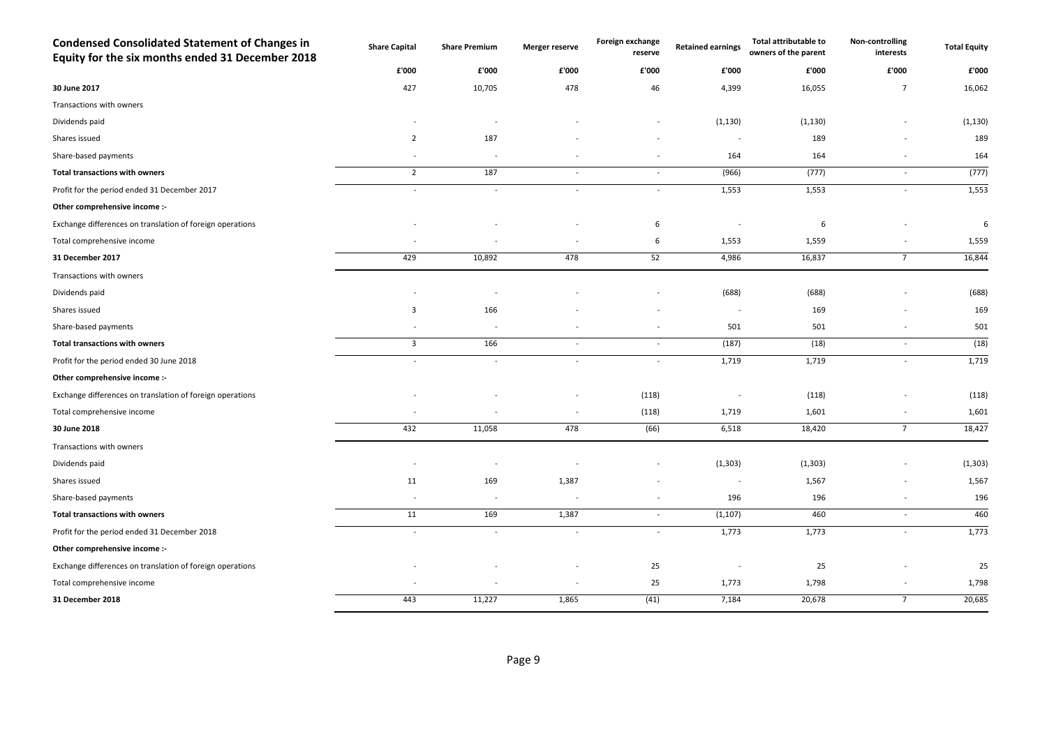## Condensed Consolidated Statement of Changes in Equity for the six months ended 31 December 2018

| | Share Capital | Share Premium | Merger reserve | Foreign exchange reserve | Retained earnings | Total attributable to owners of the parent | Non-controlling interests | Total Equity |
|---|---|---|---|---|---|---|---|---|
| | £'000 | £'000 | £'000 | £'000 | £'000 | £'000 | £'000 | £'000 |
| **30 June 2017** | 427 | 10,705 | 478 | 46 | 4,399 | 16,055 | 7 | 16,062 |
| Transactions with owners | | | | | | | | |
| Dividends paid | - | - | - | - | (1,130) | (1,130) | - | (1,130) |
| Shares issued | 2 | 187 | - | - | - | 189 | - | 189 |
| Share-based payments | - | - | - | - | 164 | 164 | - | 164 |
| **Total transactions with owners** | 2 | 187 | - | - | (966) | (777) | - | (777) |
| Profit for the period ended 31 December 2017 | - | - | - | - | 1,553 | 1,553 | - | 1,553 |
| **Other comprehensive income :-** | | | | | | | | |
| Exchange differences on translation of foreign operations | - | - | - | 6 | - | 6 | - | 6 |
| Total comprehensive income | - | - | - | 6 | 1,553 | 1,559 | - | 1,559 |
| **31 December 2017** | 429 | 10,892 | 478 | 52 | 4,986 | 16,837 | 7 | 16,844 |
| Transactions with owners | | | | | | | | |
| Dividends paid | - | - | - | - | (688) | (688) | - | (688) |
| Shares issued | 3 | 166 | - | - | - | 169 | - | 169 |
| Share-based payments | - | - | - | - | 501 | 501 | - | 501 |
| **Total transactions with owners** | 3 | 166 | - | - | (187) | (18) | - | (18) |
| Profit for the period ended 30 June 2018 | - | - | - | - | 1,719 | 1,719 | - | 1,719 |
| **Other comprehensive income :-** | | | | | | | | |
| Exchange differences on translation of foreign operations | - | - | - | (118) | - | (118) | - | (118) |
| Total comprehensive income | - | - | - | (118) | 1,719 | 1,601 | - | 1,601 |
| **30 June 2018** | 432 | 11,058 | 478 | (66) | 6,518 | 18,420 | 7 | 18,427 |
| Transactions with owners | | | | | | | | |
| Dividends paid | - | - | - | - | (1,303) | (1,303) | - | (1,303) |
| Shares issued | 11 | 169 | 1,387 | - | - | 1,567 | - | 1,567 |
| Share-based payments | - | - | - | - | 196 | 196 | - | 196 |
| **Total transactions with owners** | 11 | 169 | 1,387 | - | (1,107) | 460 | - | 460 |
| Profit for the period ended 31 December 2018 | - | - | - | - | 1,773 | 1,773 | - | 1,773 |
| **Other comprehensive income :-** | | | | | | | | |
| Exchange differences on translation of foreign operations | - | - | - | 25 | - | 25 | - | 25 |
| Total comprehensive income | - | - | - | 25 | 1,773 | 1,798 | - | 1,798 |
| **31 December 2018** | 443 | 11,227 | 1,865 | (41) | 7,184 | 20,678 | 7 | 20,685 |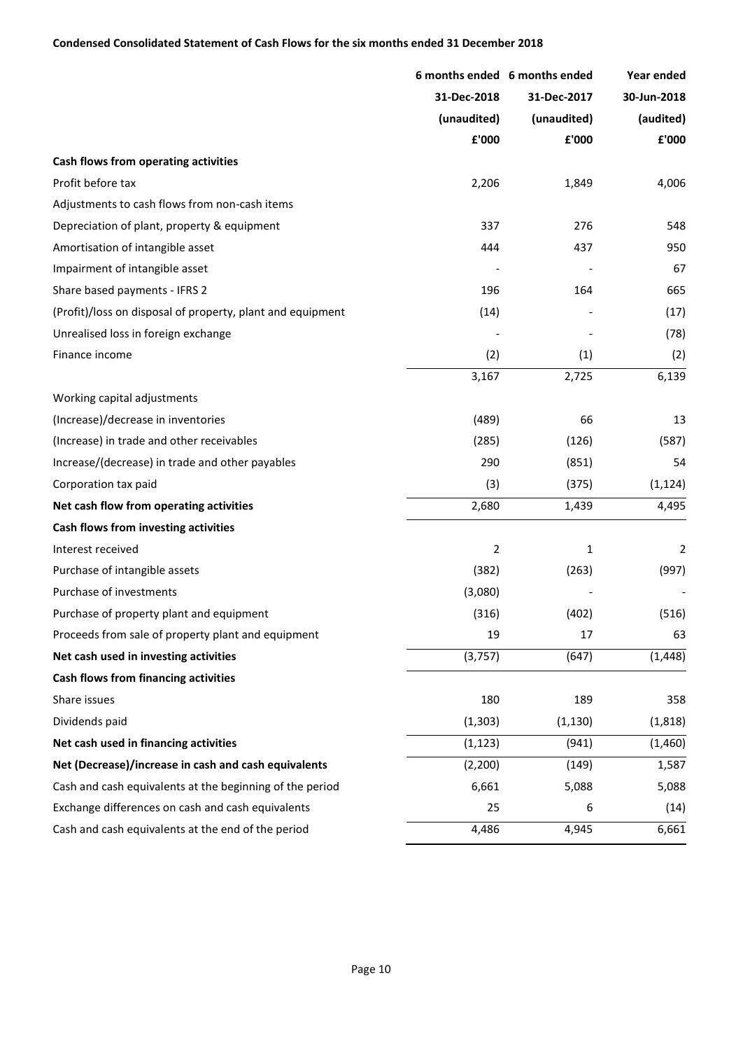**Condensed Consolidated Statement of Cash Flows for the six months ended 31 December 2018**

| | 6 months ended 31-Dec-2018 (unaudited) £'000 | 6 months ended 31-Dec-2017 (unaudited) £'000 | Year ended 30-Jun-2018 (audited) £'000 |
|---|---|---|---|
| **Cash flows from operating activities** | | | |
| Profit before tax | 2,206 | 1,849 | 4,006 |
| Adjustments to cash flows from non-cash items | | | |
| Depreciation of plant, property & equipment | 337 | 276 | 548 |
| Amortisation of intangible asset | 444 | 437 | 950 |
| Impairment of intangible asset | - | - | 67 |
| Share based payments - IFRS 2 | 196 | 164 | 665 |
| (Profit)/loss on disposal of property, plant and equipment | (14) | - | (17) |
| Unrealised loss in foreign exchange | - | - | (78) |
| Finance income | (2) | (1) | (2) |
| | 3,167 | 2,725 | 6,139 |
| Working capital adjustments | | | |
| (Increase)/decrease in inventories | (489) | 66 | 13 |
| (Increase) in trade and other receivables | (285) | (126) | (587) |
| Increase/(decrease) in trade and other payables | 290 | (851) | 54 |
| Corporation tax paid | (3) | (375) | (1,124) |
| **Net cash flow from operating activities** | 2,680 | 1,439 | 4,495 |
| **Cash flows from investing activities** | | | |
| Interest received | 2 | 1 | 2 |
| Purchase of intangible assets | (382) | (263) | (997) |
| Purchase of investments | (3,080) | - | - |
| Purchase of property plant and equipment | (316) | (402) | (516) |
| Proceeds from sale of property plant and equipment | 19 | 17 | 63 |
| **Net cash used in investing activities** | (3,757) | (647) | (1,448) |
| **Cash flows from financing activities** | | | |
| Share issues | 180 | 189 | 358 |
| Dividends paid | (1,303) | (1,130) | (1,818) |
| **Net cash used in financing activities** | (1,123) | (941) | (1,460) |
| **Net (Decrease)/increase in cash and cash equivalents** | (2,200) | (149) | 1,587 |
| Cash and cash equivalents at the beginning of the period | 6,661 | 5,088 | 5,088 |
| Exchange differences on cash and cash equivalents | 25 | 6 | (14) |
| Cash and cash equivalents at the end of the period | 4,486 | 4,945 | 6,661 |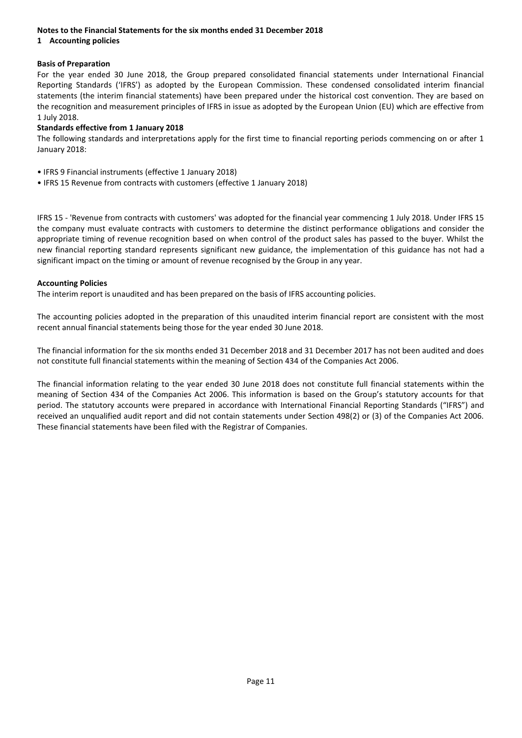**Notes to the Financial Statements for the six months ended 31 December 2018**

**1 Accounting policies**

**Basis of Preparation**

For the year ended 30 June 2018, the Group prepared consolidated financial statements under International Financial Reporting Standards ('IFRS') as adopted by the European Commission. These condensed consolidated interim financial statements (the interim financial statements) have been prepared under the historical cost convention. They are based on the recognition and measurement principles of IFRS in issue as adopted by the European Union (EU) which are effective from 1 July 2018.

**Standards effective from 1 January 2018**

The following standards and interpretations apply for the first time to financial reporting periods commencing on or after 1 January 2018:

- IFRS 9 Financial instruments (effective 1 January 2018)
- IFRS 15 Revenue from contracts with customers (effective 1 January 2018)

IFRS 15 - 'Revenue from contracts with customers' was adopted for the financial year commencing 1 July 2018. Under IFRS 15 the company must evaluate contracts with customers to determine the distinct performance obligations and consider the appropriate timing of revenue recognition based on when control of the product sales has passed to the buyer. Whilst the new financial reporting standard represents significant new guidance, the implementation of this guidance has not had a significant impact on the timing or amount of revenue recognised by the Group in any year.

**Accounting Policies**

The interim report is unaudited and has been prepared on the basis of IFRS accounting policies.

The accounting policies adopted in the preparation of this unaudited interim financial report are consistent with the most recent annual financial statements being those for the year ended 30 June 2018.

The financial information for the six months ended 31 December 2018 and 31 December 2017 has not been audited and does not constitute full financial statements within the meaning of Section 434 of the Companies Act 2006.

The financial information relating to the year ended 30 June 2018 does not constitute full financial statements within the meaning of Section 434 of the Companies Act 2006. This information is based on the Group's statutory accounts for that period. The statutory accounts were prepared in accordance with International Financial Reporting Standards ("IFRS") and received an unqualified audit report and did not contain statements under Section 498(2) or (3) of the Companies Act 2006. These financial statements have been filed with the Registrar of Companies.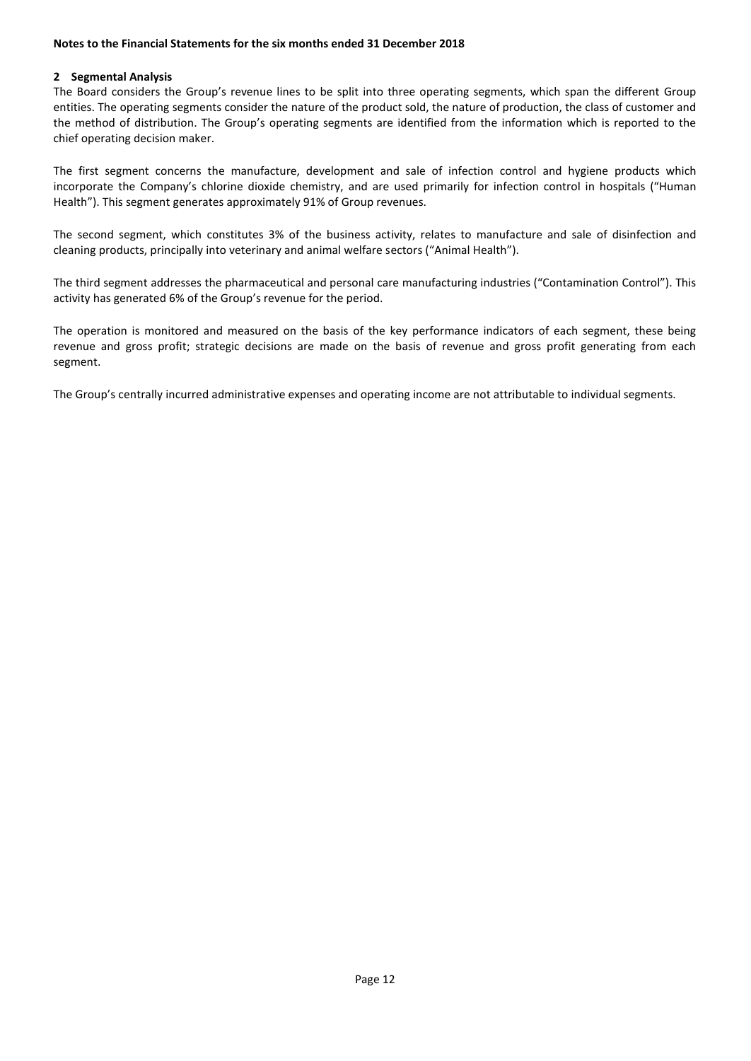**Notes to the Financial Statements for the six months ended 31 December 2018**

## 2 Segmental Analysis

The Board considers the Group's revenue lines to be split into three operating segments, which span the different Group entities. The operating segments consider the nature of the product sold, the nature of production, the class of customer and the method of distribution. The Group's operating segments are identified from the information which is reported to the chief operating decision maker.

The first segment concerns the manufacture, development and sale of infection control and hygiene products which incorporate the Company's chlorine dioxide chemistry, and are used primarily for infection control in hospitals ("Human Health"). This segment generates approximately 91% of Group revenues.

The second segment, which constitutes 3% of the business activity, relates to manufacture and sale of disinfection and cleaning products, principally into veterinary and animal welfare sectors ("Animal Health").

The third segment addresses the pharmaceutical and personal care manufacturing industries ("Contamination Control"). This activity has generated 6% of the Group's revenue for the period.

The operation is monitored and measured on the basis of the key performance indicators of each segment, these being revenue and gross profit; strategic decisions are made on the basis of revenue and gross profit generating from each segment.

The Group's centrally incurred administrative expenses and operating income are not attributable to individual segments.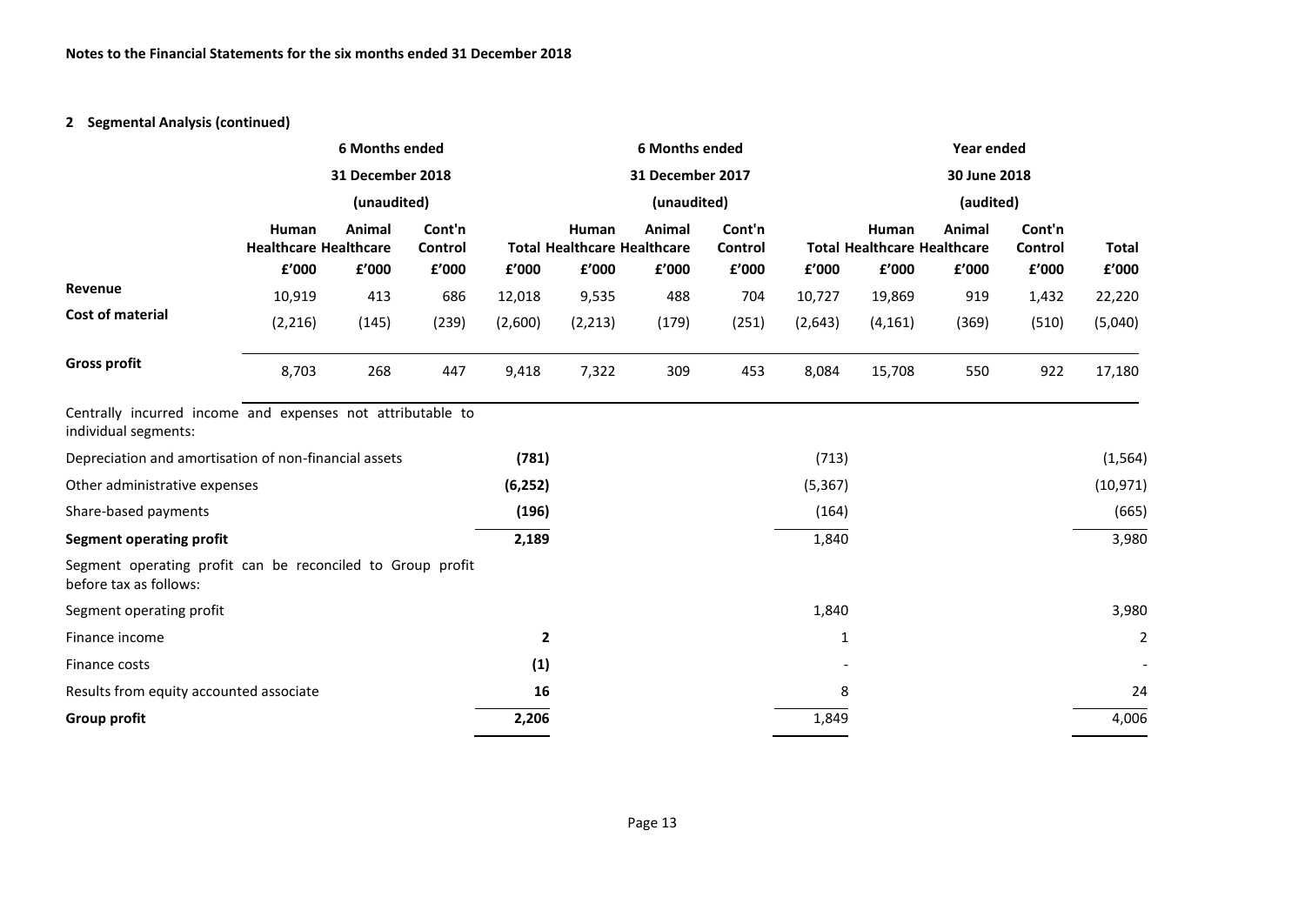**Notes to the Financial Statements for the six months ended 31 December 2018**

## 2 Segmental Analysis (continued)

| | 6 Months ended 31 December 2018 (unaudited) | | | | 6 Months ended 31 December 2017 (unaudited) | | | | Year ended 30 June 2018 (audited) | | | |
|---|---|---|---|---|---|---|---|---|---|---|---|---|
| | Human Healthcare | Animal Healthcare | Cont'n Control | Total | Human Healthcare | Animal Healthcare | Cont'n Control | Total | Human Healthcare | Animal Healthcare | Cont'n Control | Total |
| | £'000 | £'000 | £'000 | £'000 | £'000 | £'000 | £'000 | £'000 | £'000 | £'000 | £'000 | £'000 |
| **Revenue** | 10,919 | 413 | 686 | 12,018 | 9,535 | 488 | 704 | 10,727 | 19,869 | 919 | 1,432 | 22,220 |
| **Cost of material** | (2,216) | (145) | (239) | (2,600) | (2,213) | (179) | (251) | (2,643) | (4,161) | (369) | (510) | (5,040) |
| **Gross profit** | 8,703 | 268 | 447 | 9,418 | 7,322 | 309 | 453 | 8,084 | 15,708 | 550 | 922 | 17,180 |
| Centrally incurred income and expenses not attributable to individual segments: | | | | | | | | | | | | |
| Depreciation and amortisation of non-financial assets | | | | **(781)** | | | | (713) | | | | (1,564) |
| Other administrative expenses | | | | **(6,252)** | | | | (5,367) | | | | (10,971) |
| Share-based payments | | | | **(196)** | | | | (164) | | | | (665) |
| **Segment operating profit** | | | | **2,189** | | | | 1,840 | | | | 3,980 |
| Segment operating profit can be reconciled to Group profit before tax as follows: | | | | | | | | | | | | |
| Segment operating profit | | | | | | | | 1,840 | | | | 3,980 |
| Finance income | | | | **2** | | | | 1 | | | | 2 |
| Finance costs | | | | **(1)** | | | | - | | | | - |
| Results from equity accounted associate | | | | **16** | | | | 8 | | | | 24 |
| **Group profit** | | | | **2,206** | | | | 1,849 | | | | 4,006 |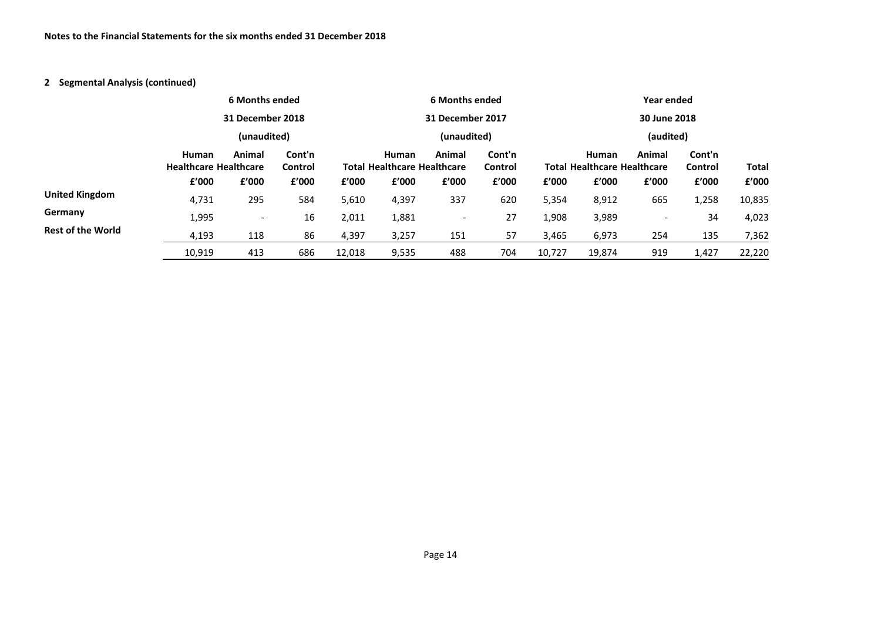**Notes to the Financial Statements for the six months ended 31 December 2018**

**2 Segmental Analysis (continued)**

| | 6 Months ended 31 December 2018 (unaudited) | | | | 6 Months ended 31 December 2017 (unaudited) | | | | Year ended 30 June 2018 (audited) | | | |
|---|---|---|---|---|---|---|---|---|---|---|---|---|
| | Human Healthcare | Animal Healthcare | Cont'n Control | Total | Human Healthcare | Animal Healthcare | Cont'n Control | Total | Human Healthcare | Animal Healthcare | Cont'n Control | Total |
| | £'000 | £'000 | £'000 | £'000 | £'000 | £'000 | £'000 | £'000 | £'000 | £'000 | £'000 | £'000 |
| **United Kingdom** | 4,731 | 295 | 584 | 5,610 | 4,397 | 337 | 620 | 5,354 | 8,912 | 665 | 1,258 | 10,835 |
| **Germany** | 1,995 | - | 16 | 2,011 | 1,881 | - | 27 | 1,908 | 3,989 | - | 34 | 4,023 |
| **Rest of the World** | 4,193 | 118 | 86 | 4,397 | 3,257 | 151 | 57 | 3,465 | 6,973 | 254 | 135 | 7,362 |
| | 10,919 | 413 | 686 | 12,018 | 9,535 | 488 | 704 | 10,727 | 19,874 | 919 | 1,427 | 22,220 |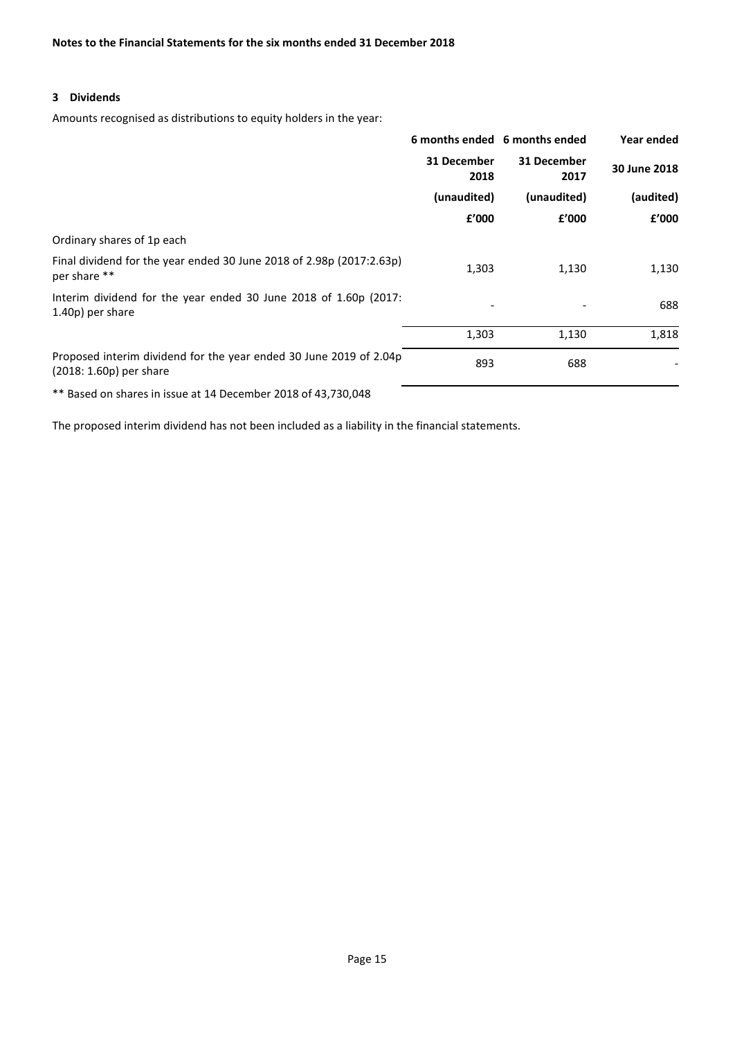**Notes to the Financial Statements for the six months ended 31 December 2018**

### 3 Dividends

Amounts recognised as distributions to equity holders in the year:

| | 6 months ended | 6 months ended | Year ended |
|---|---|---|---|
| | 31 December 2018 | 31 December 2017 | 30 June 2018 |
| | (unaudited) | (unaudited) | (audited) |
| | £'000 | £'000 | £'000 |
| Ordinary shares of 1p each | | | |
| Final dividend for the year ended 30 June 2018 of 2.98p (2017:2.63p) per share ** | 1,303 | 1,130 | 1,130 |
| Interim dividend for the year ended 30 June 2018 of 1.60p (2017: 1.40p) per share | - | - | 688 |
| | 1,303 | 1,130 | 1,818 |
| Proposed interim dividend for the year ended 30 June 2019 of 2.04p (2018: 1.60p) per share | 893 | 688 | - |

** Based on shares in issue at 14 December 2018 of 43,730,048

The proposed interim dividend has not been included as a liability in the financial statements.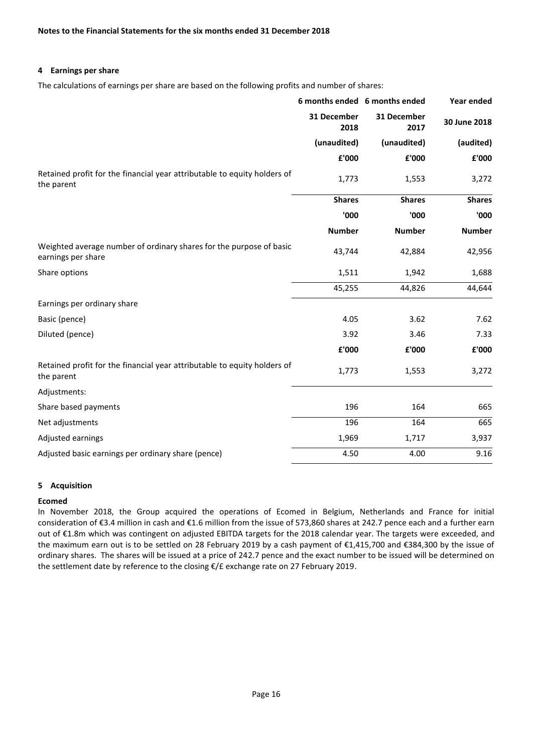**Notes to the Financial Statements for the six months ended 31 December 2018**

### 4 Earnings per share

The calculations of earnings per share are based on the following profits and number of shares:

| | 6 months ended 31 December 2018 (unaudited) | 6 months ended 31 December 2017 (unaudited) | Year ended 30 June 2018 (audited) |
|---|---|---|---|
| | £'000 | £'000 | £'000 |
| Retained profit for the financial year attributable to equity holders of the parent | 1,773 | 1,553 | 3,272 |
| | **Shares** | **Shares** | **Shares** |
| | **'000** | **'000** | **'000** |
| | **Number** | **Number** | **Number** |
| Weighted average number of ordinary shares for the purpose of basic earnings per share | 43,744 | 42,884 | 42,956 |
| Share options | 1,511 | 1,942 | 1,688 |
| | 45,255 | 44,826 | 44,644 |
| Earnings per ordinary share | | | |
| Basic (pence) | 4.05 | 3.62 | 7.62 |
| Diluted (pence) | 3.92 | 3.46 | 7.33 |
| | **£'000** | **£'000** | **£'000** |
| Retained profit for the financial year attributable to equity holders of the parent | 1,773 | 1,553 | 3,272 |
| Adjustments: | | | |
| Share based payments | 196 | 164 | 665 |
| Net adjustments | 196 | 164 | 665 |
| Adjusted earnings | 1,969 | 1,717 | 3,937 |
| Adjusted basic earnings per ordinary share (pence) | 4.50 | 4.00 | 9.16 |

### 5 Acquisition

**Ecomed**

In November 2018, the Group acquired the operations of Ecomed in Belgium, Netherlands and France for initial consideration of €3.4 million in cash and €1.6 million from the issue of 573,860 shares at 242.7 pence each and a further earn out of €1.8m which was contingent on adjusted EBITDA targets for the 2018 calendar year. The targets were exceeded, and the maximum earn out is to be settled on 28 February 2019 by a cash payment of €1,415,700 and €384,300 by the issue of ordinary shares. The shares will be issued at a price of 242.7 pence and the exact number to be issued will be determined on the settlement date by reference to the closing €/£ exchange rate on 27 February 2019.